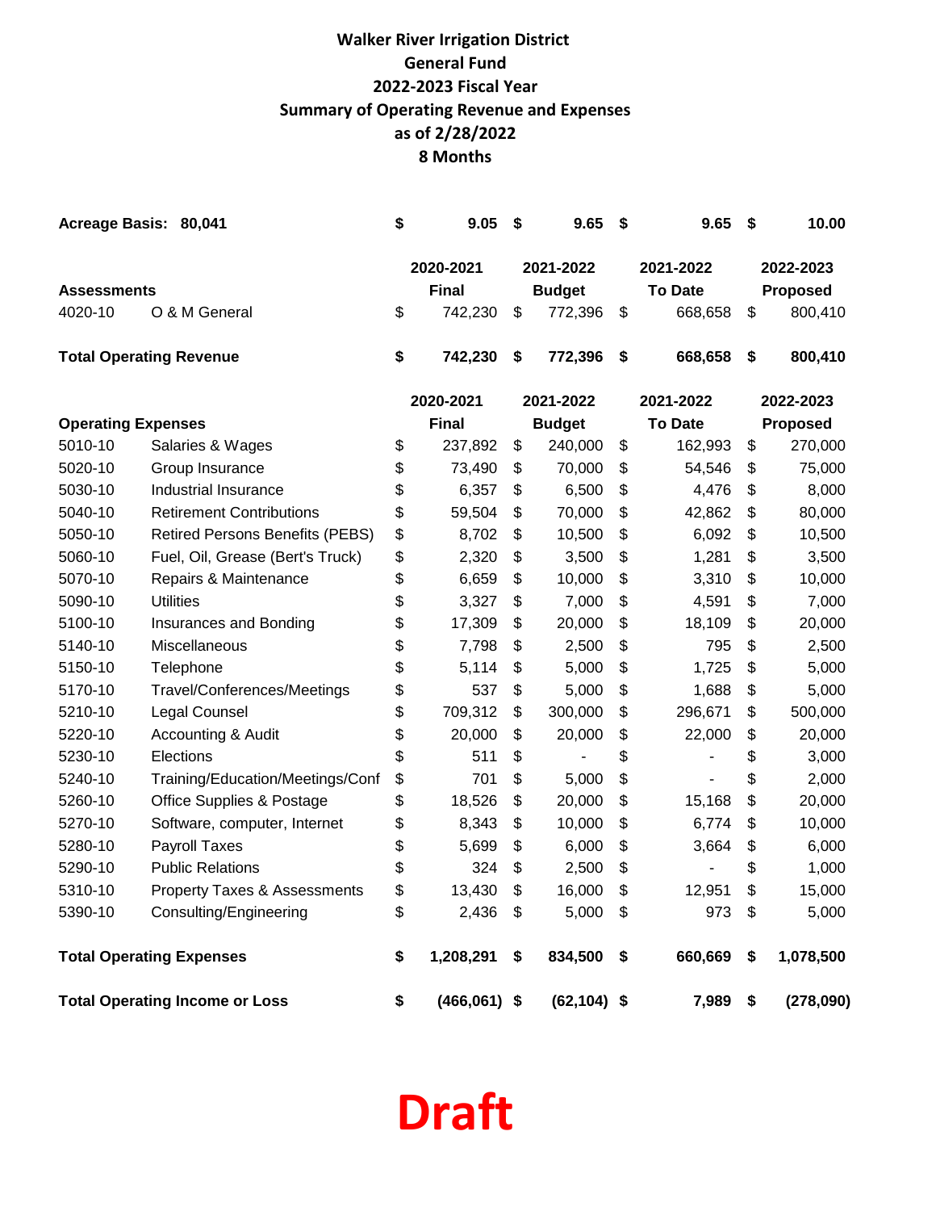# Walker River Irrigation District
## General Fund
## 2022-2023 Fiscal Year
## Summary of Operating Revenue and Expenses
## as of 2/28/2022
## 8 Months

| | | 2020-2021 Final | 2021-2022 Budget | 2021-2022 To Date | 2022-2023 Proposed |
|---|---|---|---|---|---|
| **Acreage Basis: 80,041** | | **$ 9.05** | **$ 9.65** | **$ 9.65** | **$ 10.00** |
| **Assessments** | | | | | |
| 4020-10 | O & M General | $ 742,230 | $ 772,396 | $ 668,658 | $ 800,410 |
| **Total Operating Revenue** | | **$ 742,230** | **$ 772,396** | **$ 668,658** | **$ 800,410** |

| | | 2020-2021 Final | 2021-2022 Budget | 2021-2022 To Date | 2022-2023 Proposed |
|---|---|---|---|---|---|
| **Operating Expenses** | | | | | |
| 5010-10 | Salaries & Wages | $ 237,892 | $ 240,000 | $ 162,993 | $ 270,000 |
| 5020-10 | Group Insurance | $ 73,490 | $ 70,000 | $ 54,546 | $ 75,000 |
| 5030-10 | Industrial Insurance | $ 6,357 | $ 6,500 | $ 4,476 | $ 8,000 |
| 5040-10 | Retirement Contributions | $ 59,504 | $ 70,000 | $ 42,862 | $ 80,000 |
| 5050-10 | Retired Persons Benefits (PEBS) | $ 8,702 | $ 10,500 | $ 6,092 | $ 10,500 |
| 5060-10 | Fuel, Oil, Grease (Bert's Truck) | $ 2,320 | $ 3,500 | $ 1,281 | $ 3,500 |
| 5070-10 | Repairs & Maintenance | $ 6,659 | $ 10,000 | $ 3,310 | $ 10,000 |
| 5090-10 | Utilities | $ 3,327 | $ 7,000 | $ 4,591 | $ 7,000 |
| 5100-10 | Insurances and Bonding | $ 17,309 | $ 20,000 | $ 18,109 | $ 20,000 |
| 5140-10 | Miscellaneous | $ 7,798 | $ 2,500 | $ 795 | $ 2,500 |
| 5150-10 | Telephone | $ 5,114 | $ 5,000 | $ 1,725 | $ 5,000 |
| 5170-10 | Travel/Conferences/Meetings | $ 537 | $ 5,000 | $ 1,688 | $ 5,000 |
| 5210-10 | Legal Counsel | $ 709,312 | $ 300,000 | $ 296,671 | $ 500,000 |
| 5220-10 | Accounting & Audit | $ 20,000 | $ 20,000 | $ 22,000 | $ 20,000 |
| 5230-10 | Elections | $ 511 | $ - | $ - | $ 3,000 |
| 5240-10 | Training/Education/Meetings/Conf | $ 701 | $ 5,000 | $ - | $ 2,000 |
| 5260-10 | Office Supplies & Postage | $ 18,526 | $ 20,000 | $ 15,168 | $ 20,000 |
| 5270-10 | Software, computer, Internet | $ 8,343 | $ 10,000 | $ 6,774 | $ 10,000 |
| 5280-10 | Payroll Taxes | $ 5,699 | $ 6,000 | $ 3,664 | $ 6,000 |
| 5290-10 | Public Relations | $ 324 | $ 2,500 | $ - | $ 1,000 |
| 5310-10 | Property Taxes & Assessments | $ 13,430 | $ 16,000 | $ 12,951 | $ 15,000 |
| 5390-10 | Consulting/Engineering | $ 2,436 | $ 5,000 | $ 973 | $ 5,000 |
| **Total Operating Expenses** | | **$ 1,208,291** | **$ 834,500** | **$ 660,669** | **$ 1,078,500** |
| **Total Operating Income or Loss** | | **$ (466,061)** | **$ (62,104)** | **$ 7,989** | **$ (278,090)** |

**Draft**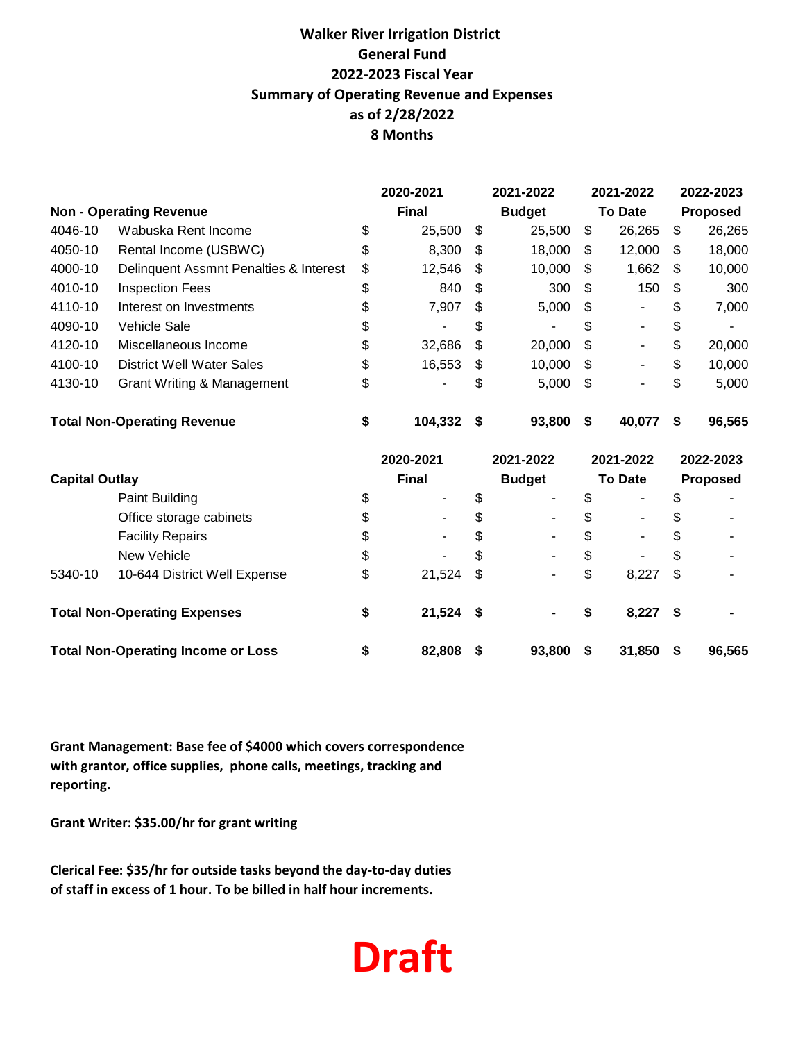# Walker River Irrigation District
## General Fund
## 2022-2023 Fiscal Year
## Summary of Operating Revenue and Expenses
## as of 2/28/2022
## 8 Months

| | **Non - Operating Revenue** | **2020-2021 Final** | **2021-2022 Budget** | **2021-2022 To Date** | **2022-2023 Proposed** |
|---|---|---|---|---|---|
| 4046-10 | Wabuska Rent Income | $ 25,500 | $ 25,500 | $ 26,265 | $ 26,265 |
| 4050-10 | Rental Income (USBWC) | $ 8,300 | $ 18,000 | $ 12,000 | $ 18,000 |
| 4000-10 | Delinquent Assmnt Penalties & Interest | $ 12,546 | $ 10,000 | $ 1,662 | $ 10,000 |
| 4010-10 | Inspection Fees | $ 840 | $ 300 | $ 150 | $ 300 |
| 4110-10 | Interest on Investments | $ 7,907 | $ 5,000 | $ - | $ 7,000 |
| 4090-10 | Vehicle Sale | $ - | $ - | $ - | $ - |
| 4120-10 | Miscellaneous Income | $ 32,686 | $ 20,000 | $ - | $ 20,000 |
| 4100-10 | District Well Water Sales | $ 16,553 | $ 10,000 | $ - | $ 10,000 |
| 4130-10 | Grant Writing & Management | $ - | $ 5,000 | $ - | $ 5,000 |
| **Total Non-Operating Revenue** | | **$ 104,332** | **$ 93,800** | **$ 40,077** | **$ 96,565** |

| | **Capital Outlay** | **2020-2021 Final** | **2021-2022 Budget** | **2021-2022 To Date** | **2022-2023 Proposed** |
|---|---|---|---|---|---|
| | Paint Building | $ - | $ - | $ - | $ - |
| | Office storage cabinets | $ - | $ - | $ - | $ - |
| | Facility Repairs | $ - | $ - | $ - | $ - |
| | New Vehicle | $ - | $ - | $ - | $ - |
| 5340-10 | 10-644 District Well Expense | $ 21,524 | $ - | $ 8,227 | $ - |
| **Total Non-Operating Expenses** | | **$ 21,524** | **$ -** | **$ 8,227** | **$ -** |
| **Total Non-Operating Income or Loss** | | **$ 82,808** | **$ 93,800** | **$ 31,850** | **$ 96,565** |

**Grant Management: Base fee of $4000 which covers correspondence with grantor, office supplies, phone calls, meetings, tracking and reporting.**

**Grant Writer: $35.00/hr for grant writing**

**Clerical Fee: $35/hr for outside tasks beyond the day-to-day duties of staff in excess of 1 hour. To be billed in half hour increments.**

**Draft**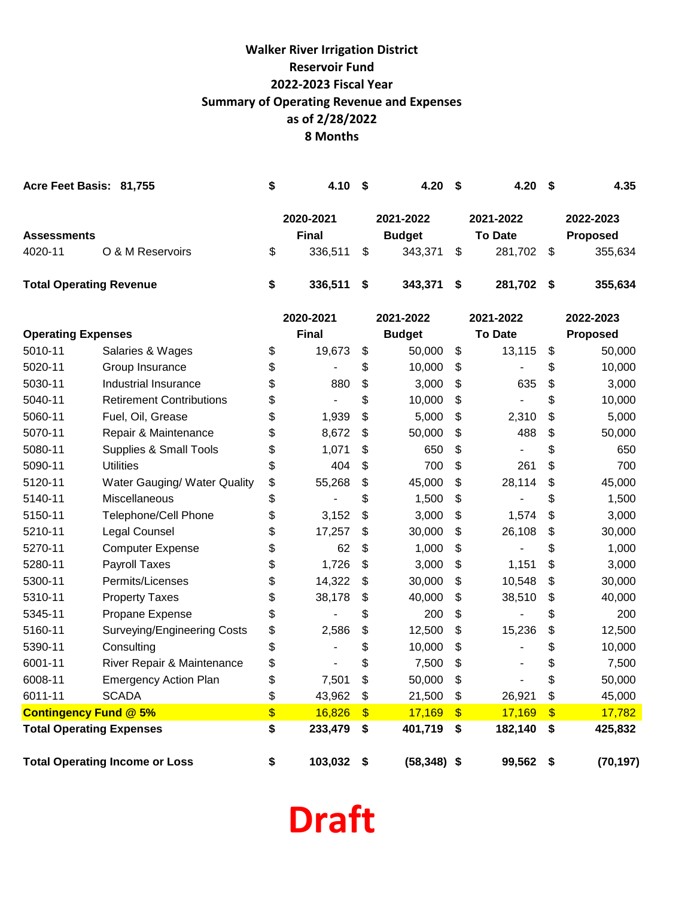# Walker River Irrigation District
## Reservoir Fund
## 2022-2023 Fiscal Year
## Summary of Operating Revenue and Expenses
## as of 2/28/2022
## 8 Months

| **Acre Feet Basis: 81,755** | | **$ 4.10** | **$ 4.20** | **$ 4.20** | **$ 4.35** |
|---|---|---|---|---|---|
| | | **2020-2021** | **2021-2022** | **2021-2022** | **2022-2023** |
| **Assessments** | | **Final** | **Budget** | **To Date** | **Proposed** |
| 4020-11 | O & M Reservoirs | $ 336,511 | $ 343,371 | $ 281,702 | $ 355,634 |
| **Total Operating Revenue** | | **$ 336,511** | **$ 343,371** | **$ 281,702** | **$ 355,634** |

| | | **2020-2021** | **2021-2022** | **2021-2022** | **2022-2023** |
|---|---|---|---|---|---|
| **Operating Expenses** | | **Final** | **Budget** | **To Date** | **Proposed** |
| 5010-11 | Salaries & Wages | $ 19,673 | $ 50,000 | $ 13,115 | $ 50,000 |
| 5020-11 | Group Insurance | $ - | $ 10,000 | $ - | $ 10,000 |
| 5030-11 | Industrial Insurance | $ 880 | $ 3,000 | $ 635 | $ 3,000 |
| 5040-11 | Retirement Contributions | $ - | $ 10,000 | $ - | $ 10,000 |
| 5060-11 | Fuel, Oil, Grease | $ 1,939 | $ 5,000 | $ 2,310 | $ 5,000 |
| 5070-11 | Repair & Maintenance | $ 8,672 | $ 50,000 | $ 488 | $ 50,000 |
| 5080-11 | Supplies & Small Tools | $ 1,071 | $ 650 | $ - | $ 650 |
| 5090-11 | Utilities | $ 404 | $ 700 | $ 261 | $ 700 |
| 5120-11 | Water Gauging/ Water Quality | $ 55,268 | $ 45,000 | $ 28,114 | $ 45,000 |
| 5140-11 | Miscellaneous | $ - | $ 1,500 | $ - | $ 1,500 |
| 5150-11 | Telephone/Cell Phone | $ 3,152 | $ 3,000 | $ 1,574 | $ 3,000 |
| 5210-11 | Legal Counsel | $ 17,257 | $ 30,000 | $ 26,108 | $ 30,000 |
| 5270-11 | Computer Expense | $ 62 | $ 1,000 | $ - | $ 1,000 |
| 5280-11 | Payroll Taxes | $ 1,726 | $ 3,000 | $ 1,151 | $ 3,000 |
| 5300-11 | Permits/Licenses | $ 14,322 | $ 30,000 | $ 10,548 | $ 30,000 |
| 5310-11 | Property Taxes | $ 38,178 | $ 40,000 | $ 38,510 | $ 40,000 |
| 5345-11 | Propane Expense | $ - | $ 200 | $ - | $ 200 |
| 5160-11 | Surveying/Engineering Costs | $ 2,586 | $ 12,500 | $ 15,236 | $ 12,500 |
| 5390-11 | Consulting | $ - | $ 10,000 | $ - | $ 10,000 |
| 6001-11 | River Repair & Maintenance | $ - | $ 7,500 | $ - | $ 7,500 |
| 6008-11 | Emergency Action Plan | $ 7,501 | $ 50,000 | $ - | $ 50,000 |
| 6011-11 | SCADA | $ 43,962 | $ 21,500 | $ 26,921 | $ 45,000 |
| **Contingency Fund @ 5%** | | $ 16,826 | $ 17,169 | $ 17,169 | $ 17,782 |
| **Total Operating Expenses** | | **$ 233,479** | **$ 401,719** | **$ 182,140** | **$ 425,832** |
| **Total Operating Income or Loss** | | **$ 103,032** | **$ (58,348)** | **$ 99,562** | **$ (70,197)** |

**Draft**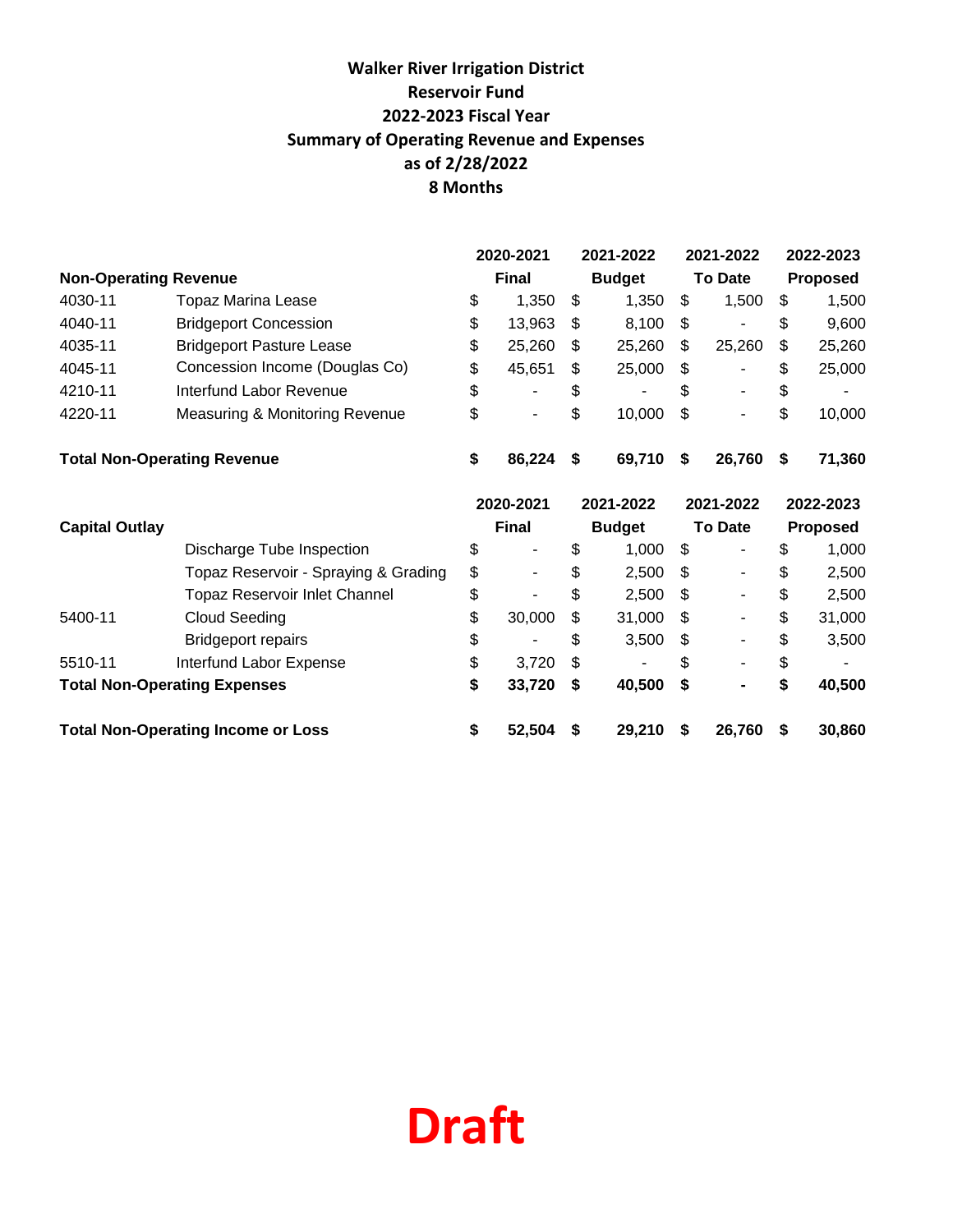**Walker River Irrigation District**
**Reservoir Fund**
**2022-2023 Fiscal Year**
**Summary of Operating Revenue and Expenses**
**as of 2/28/2022**
**8 Months**

| | | 2020-2021 | 2021-2022 | 2021-2022 | 2022-2023 |
|---|---|---|---|---|---|
| **Non-Operating Revenue** | | **Final** | **Budget** | **To Date** | **Proposed** |
| 4030-11 | Topaz Marina Lease | $ 1,350 | $ 1,350 | $ 1,500 | $ 1,500 |
| 4040-11 | Bridgeport Concession | $ 13,963 | $ 8,100 | $ - | $ 9,600 |
| 4035-11 | Bridgeport Pasture Lease | $ 25,260 | $ 25,260 | $ 25,260 | $ 25,260 |
| 4045-11 | Concession Income (Douglas Co) | $ 45,651 | $ 25,000 | $ - | $ 25,000 |
| 4210-11 | Interfund Labor Revenue | $ - | $ - | $ - | $ - |
| 4220-11 | Measuring & Monitoring Revenue | $ - | $ 10,000 | $ - | $ 10,000 |
| **Total Non-Operating Revenue** | | **$ 86,224** | **$ 69,710** | **$ 26,760** | **$ 71,360** |

| | | 2020-2021 | 2021-2022 | 2021-2022 | 2022-2023 |
|---|---|---|---|---|---|
| **Capital Outlay** | | **Final** | **Budget** | **To Date** | **Proposed** |
| | Discharge Tube Inspection | $ - | $ 1,000 | $ - | $ 1,000 |
| | Topaz Reservoir - Spraying & Grading | $ - | $ 2,500 | $ - | $ 2,500 |
| | Topaz Reservoir Inlet Channel | $ - | $ 2,500 | $ - | $ 2,500 |
| 5400-11 | Cloud Seeding | $ 30,000 | $ 31,000 | $ - | $ 31,000 |
| | Bridgeport repairs | $ - | $ 3,500 | $ - | $ 3,500 |
| 5510-11 | Interfund Labor Expense | $ 3,720 | $ - | $ - | $ - |
| **Total Non-Operating Expenses** | | **$ 33,720** | **$ 40,500** | **$ -** | **$ 40,500** |
| **Total Non-Operating Income or Loss** | | **$ 52,504** | **$ 29,210** | **$ 26,760** | **$ 30,860** |

**Draft**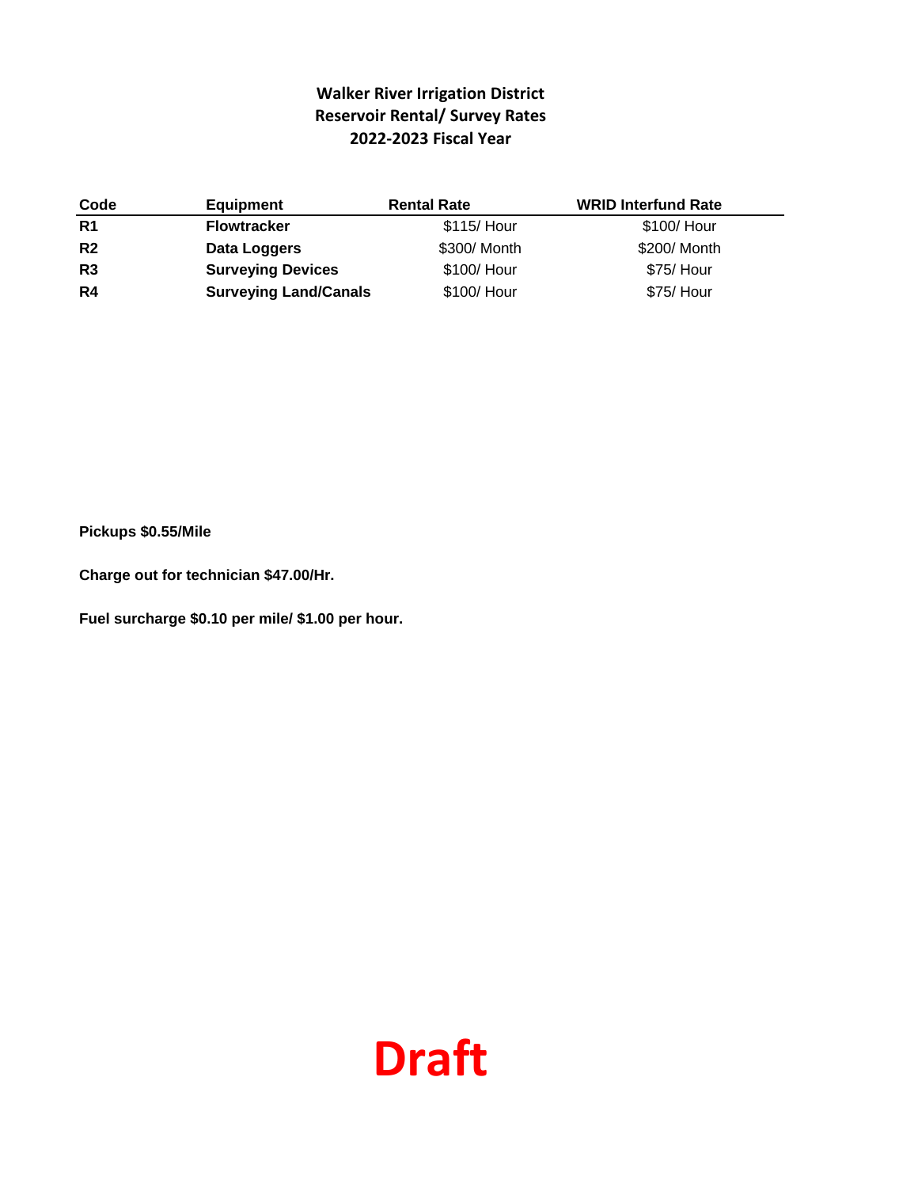## Walker River Irrigation District
## Reservoir Rental/ Survey Rates
## 2022-2023 Fiscal Year

| Code | Equipment | Rental Rate | WRID Interfund Rate |
|---|---|---|---|
| **R1** | **Flowtracker** | $115/ Hour | $100/ Hour |
| **R2** | **Data Loggers** | $300/ Month | $200/ Month |
| **R3** | **Surveying Devices** | $100/ Hour | $75/ Hour |
| **R4** | **Surveying Land/Canals** | $100/ Hour | $75/ Hour |

**Pickups $0.55/Mile**

**Charge out for technician $47.00/Hr.**

**Fuel surcharge $0.10 per mile/ $1.00 per hour.**

**Draft**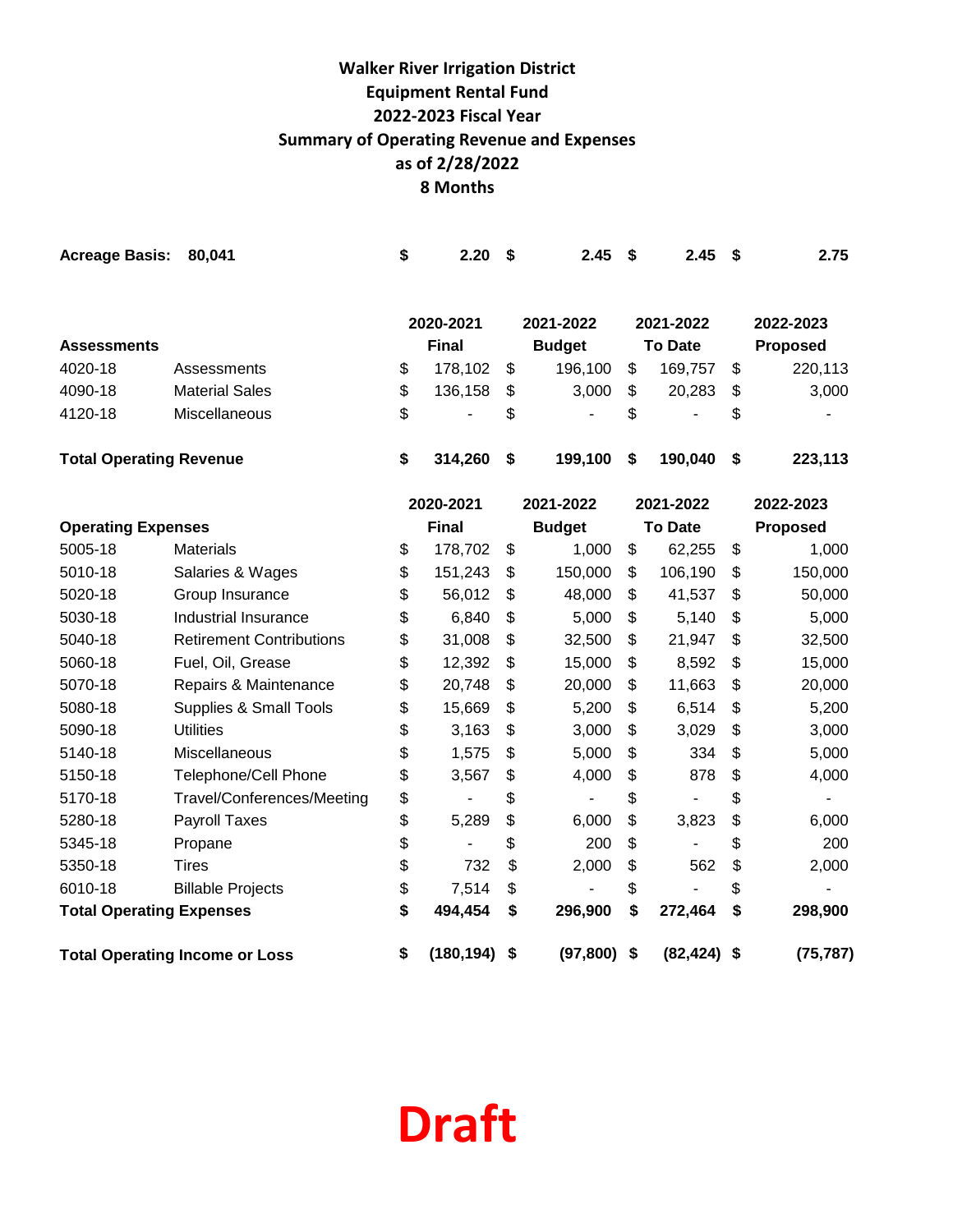# Walker River Irrigation District
## Equipment Rental Fund
## 2022-2023 Fiscal Year
## Summary of Operating Revenue and Expenses
## as of 2/28/2022
## 8 Months

| **Acreage Basis:** | **80,041** | **$ 2.20** | **$ 2.45** | **$ 2.45** | **$ 2.75** |
|---|---|---|---|---|---|
| | | **2020-2021 Final** | **2021-2022 Budget** | **2021-2022 To Date** | **2022-2023 Proposed** |
| **Assessments** | | | | | |
| 4020-18 | Assessments | $ 178,102 | $ 196,100 | $ 169,757 | $ 220,113 |
| 4090-18 | Material Sales | $ 136,158 | $ 3,000 | $ 20,283 | $ 3,000 |
| 4120-18 | Miscellaneous | $ - | $ - | $ - | $ - |
| **Total Operating Revenue** | | **$ 314,260** | **$ 199,100** | **$ 190,040** | **$ 223,113** |
| | | **2020-2021 Final** | **2021-2022 Budget** | **2021-2022 To Date** | **2022-2023 Proposed** |
| **Operating Expenses** | | | | | |
| 5005-18 | Materials | $ 178,702 | $ 1,000 | $ 62,255 | $ 1,000 |
| 5010-18 | Salaries & Wages | $ 151,243 | $ 150,000 | $ 106,190 | $ 150,000 |
| 5020-18 | Group Insurance | $ 56,012 | $ 48,000 | $ 41,537 | $ 50,000 |
| 5030-18 | Industrial Insurance | $ 6,840 | $ 5,000 | $ 5,140 | $ 5,000 |
| 5040-18 | Retirement Contributions | $ 31,008 | $ 32,500 | $ 21,947 | $ 32,500 |
| 5060-18 | Fuel, Oil, Grease | $ 12,392 | $ 15,000 | $ 8,592 | $ 15,000 |
| 5070-18 | Repairs & Maintenance | $ 20,748 | $ 20,000 | $ 11,663 | $ 20,000 |
| 5080-18 | Supplies & Small Tools | $ 15,669 | $ 5,200 | $ 6,514 | $ 5,200 |
| 5090-18 | Utilities | $ 3,163 | $ 3,000 | $ 3,029 | $ 3,000 |
| 5140-18 | Miscellaneous | $ 1,575 | $ 5,000 | $ 334 | $ 5,000 |
| 5150-18 | Telephone/Cell Phone | $ 3,567 | $ 4,000 | $ 878 | $ 4,000 |
| 5170-18 | Travel/Conferences/Meeting | $ - | $ - | $ - | $ - |
| 5280-18 | Payroll Taxes | $ 5,289 | $ 6,000 | $ 3,823 | $ 6,000 |
| 5345-18 | Propane | $ - | $ 200 | $ - | $ 200 |
| 5350-18 | Tires | $ 732 | $ 2,000 | $ 562 | $ 2,000 |
| 6010-18 | Billable Projects | $ 7,514 | $ - | $ - | $ - |
| **Total Operating Expenses** | | **$ 494,454** | **$ 296,900** | **$ 272,464** | **$ 298,900** |
| **Total Operating Income or Loss** | | **$ (180,194)** | **$ (97,800)** | **$ (82,424)** | **$ (75,787)** |

**Draft**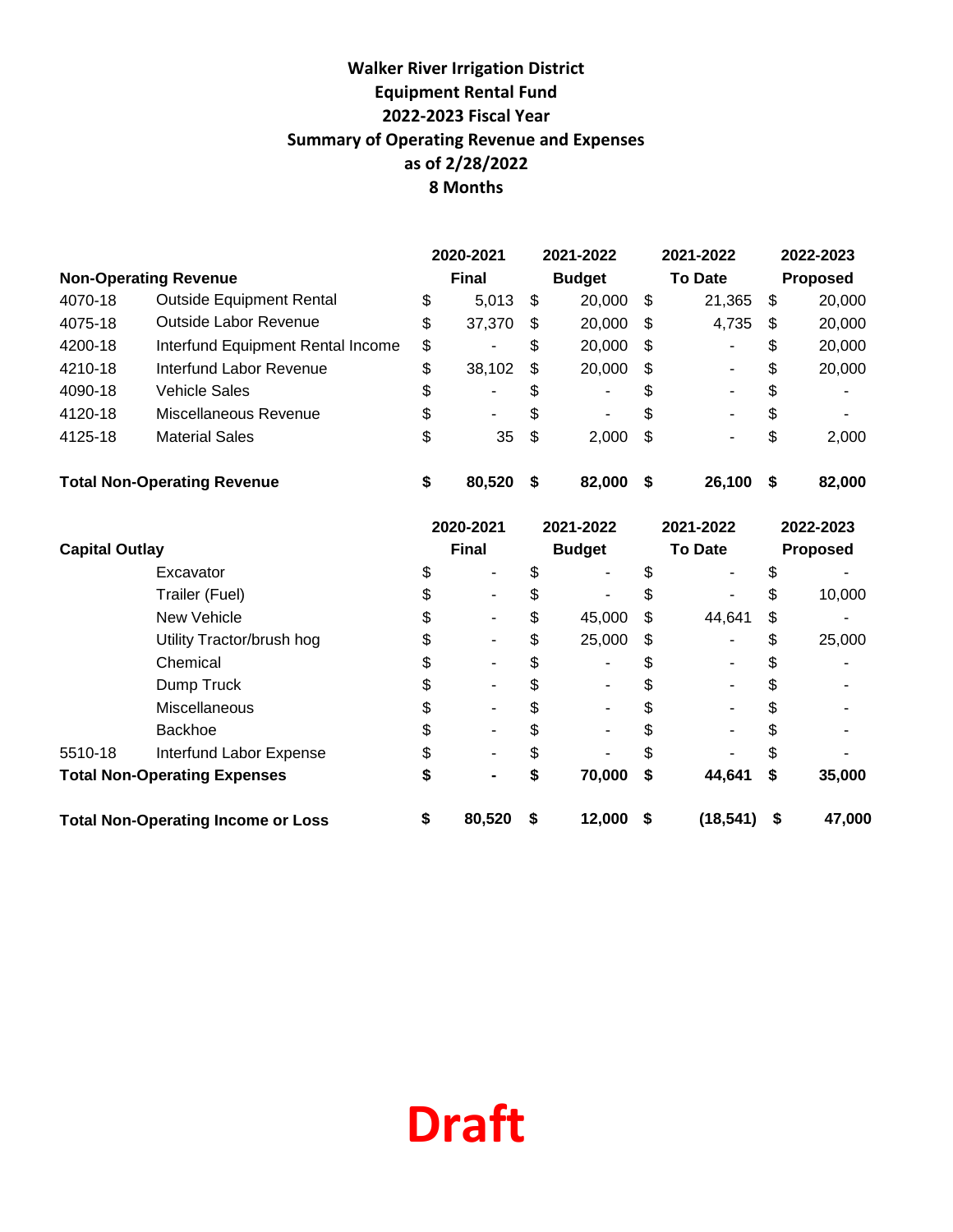**Walker River Irrigation District**
**Equipment Rental Fund**
**2022-2023 Fiscal Year**
**Summary of Operating Revenue and Expenses**
**as of 2/28/2022**
**8 Months**

| | | 2020-2021 Final | 2021-2022 Budget | 2021-2022 To Date | 2022-2023 Proposed |
|---|---|---|---|---|---|
| **Non-Operating Revenue** | | | | | |
| 4070-18 | Outside Equipment Rental | $ 5,013 | $ 20,000 | $ 21,365 | $ 20,000 |
| 4075-18 | Outside Labor Revenue | $ 37,370 | $ 20,000 | $ 4,735 | $ 20,000 |
| 4200-18 | Interfund Equipment Rental Income | $ - | $ 20,000 | $ - | $ 20,000 |
| 4210-18 | Interfund Labor Revenue | $ 38,102 | $ 20,000 | $ - | $ 20,000 |
| 4090-18 | Vehicle Sales | $ - | $ - | $ - | $ - |
| 4120-18 | Miscellaneous Revenue | $ - | $ - | $ - | $ - |
| 4125-18 | Material Sales | $ 35 | $ 2,000 | $ - | $ 2,000 |
| **Total Non-Operating Revenue** | | **$ 80,520** | **$ 82,000** | **$ 26,100** | **$ 82,000** |

| | | 2020-2021 Final | 2021-2022 Budget | 2021-2022 To Date | 2022-2023 Proposed |
|---|---|---|---|---|---|
| **Capital Outlay** | | | | | |
| | Excavator | $ - | $ - | $ - | $ - |
| | Trailer (Fuel) | $ - | $ - | $ - | $ 10,000 |
| | New Vehicle | $ - | $ 45,000 | $ 44,641 | $ - |
| | Utility Tractor/brush hog | $ - | $ 25,000 | $ - | $ 25,000 |
| | Chemical | $ - | $ - | $ - | $ - |
| | Dump Truck | $ - | $ - | $ - | $ - |
| | Miscellaneous | $ - | $ - | $ - | $ - |
| | Backhoe | $ - | $ - | $ - | $ - |
| 5510-18 | Interfund Labor Expense | $ - | $ - | $ - | $ - |
| **Total Non-Operating Expenses** | | **$ -** | **$ 70,000** | **$ 44,641** | **$ 35,000** |
| **Total Non-Operating Income or Loss** | | **$ 80,520** | **$ 12,000** | **$ (18,541)** | **$ 47,000** |

**Draft**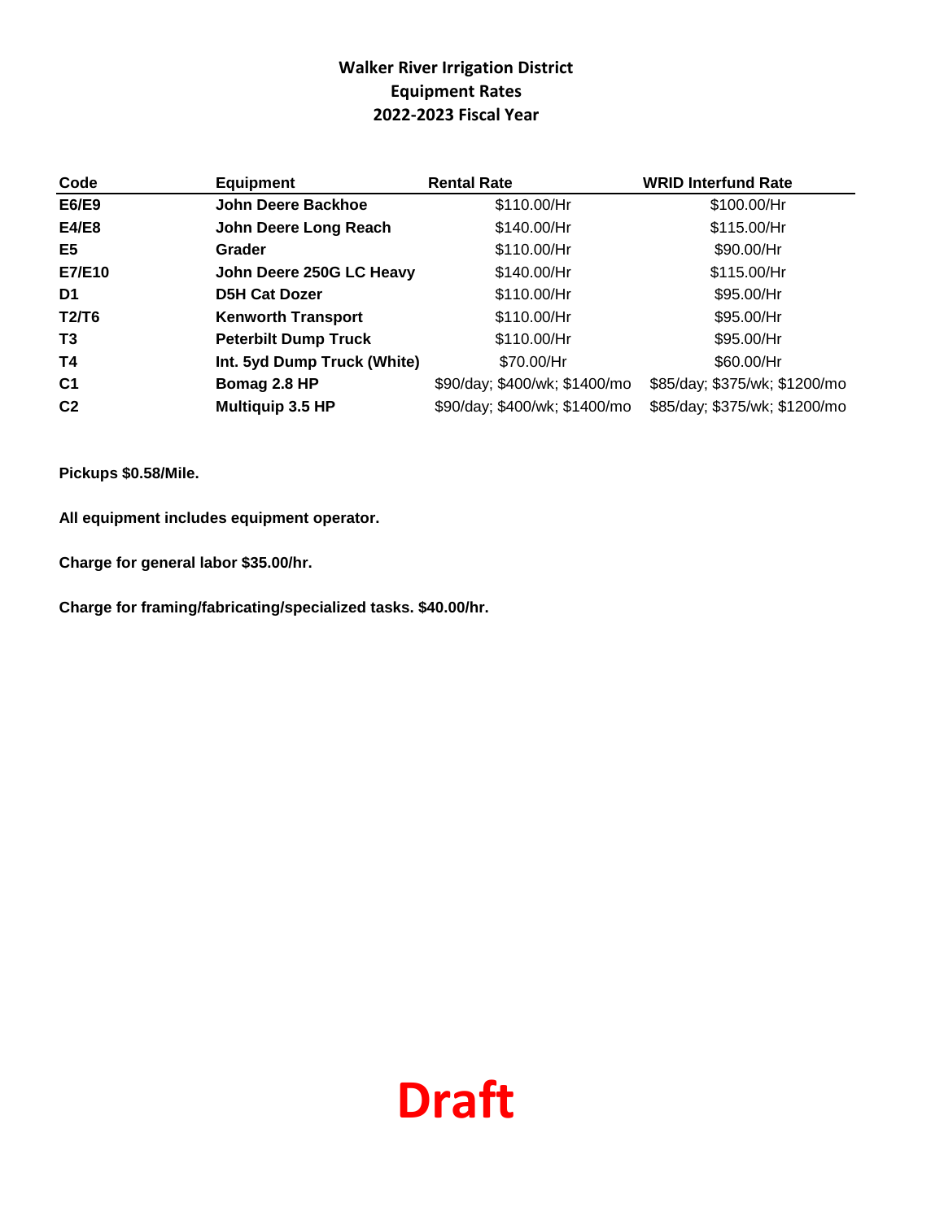# Walker River Irrigation District
## Equipment Rates
## 2022-2023 Fiscal Year

| Code | Equipment | Rental Rate | WRID Interfund Rate |
|---|---|---|---|
| **E6/E9** | **John Deere Backhoe** | $110.00/Hr | $100.00/Hr |
| **E4/E8** | **John Deere Long Reach** | $140.00/Hr | $115.00/Hr |
| **E5** | **Grader** | $110.00/Hr | $90.00/Hr |
| **E7/E10** | **John Deere 250G LC Heavy** | $140.00/Hr | $115.00/Hr |
| **D1** | **D5H Cat Dozer** | $110.00/Hr | $95.00/Hr |
| **T2/T6** | **Kenworth Transport** | $110.00/Hr | $95.00/Hr |
| **T3** | **Peterbilt Dump Truck** | $110.00/Hr | $95.00/Hr |
| **T4** | **Int. 5yd Dump Truck (White)** | $70.00/Hr | $60.00/Hr |
| **C1** | **Bomag 2.8 HP** | $90/day; $400/wk; $1400/mo | $85/day; $375/wk; $1200/mo |
| **C2** | **Multiquip 3.5 HP** | $90/day; $400/wk; $1400/mo | $85/day; $375/wk; $1200/mo |

**Pickups $0.58/Mile.**

**All equipment includes equipment operator.**

**Charge for general labor $35.00/hr.**

**Charge for framing/fabricating/specialized tasks. $40.00/hr.**

**Draft**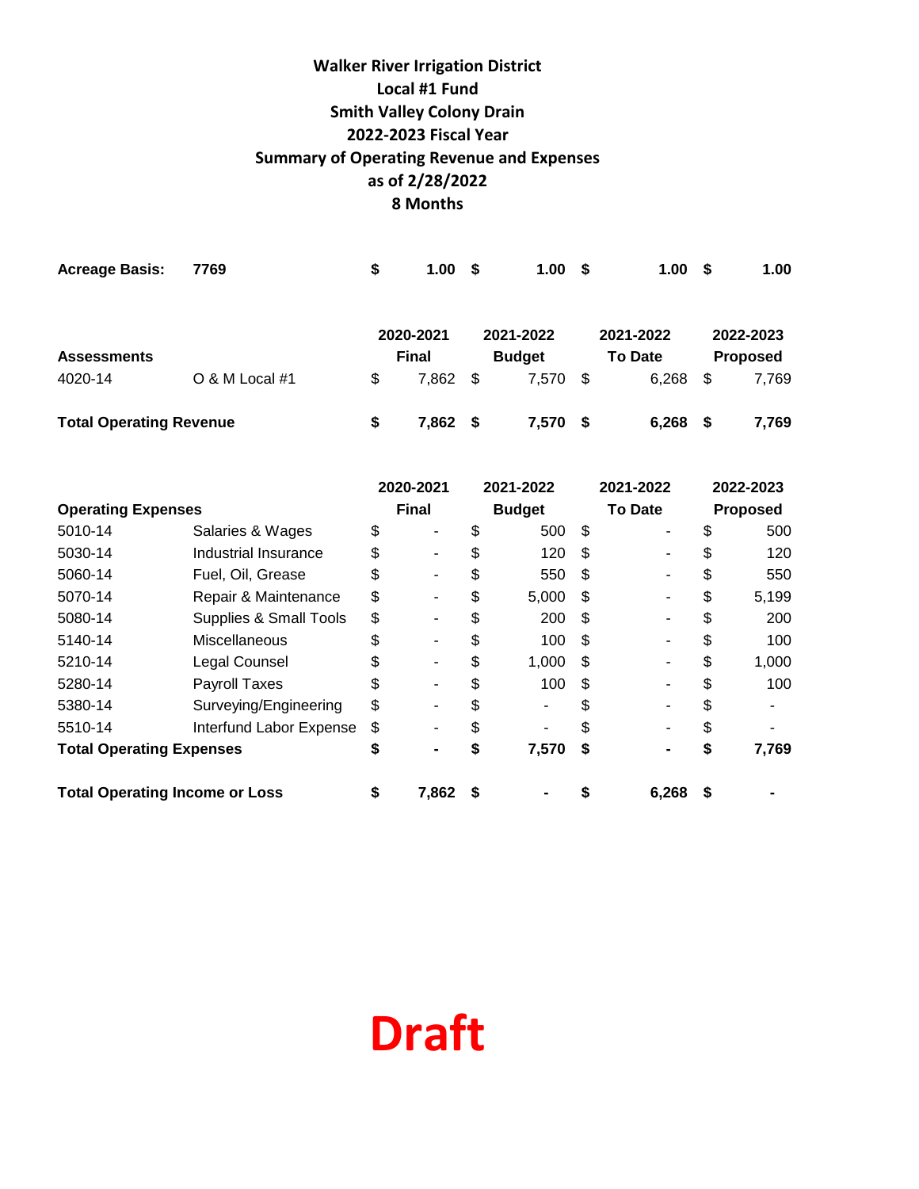**Walker River Irrigation District**
**Local #1 Fund**
**Smith Valley Colony Drain**
**2022-2023 Fiscal Year**
**Summary of Operating Revenue and Expenses**
**as of 2/28/2022**
**8 Months**

| | | | | | |
|---|---|---|---|---|---|
| **Acreage Basis:** | **7769** | **$ 1.00** | **$ 1.00** | **$ 1.00** | **$ 1.00** |

| **Assessments** | | **2020-2021 Final** | **2021-2022 Budget** | **2021-2022 To Date** | **2022-2023 Proposed** |
|---|---|---|---|---|---|
| 4020-14 | O & M Local #1 | $ 7,862 | $ 7,570 | $ 6,268 | $ 7,769 |
| **Total Operating Revenue** | | **$ 7,862** | **$ 7,570** | **$ 6,268** | **$ 7,769** |

| **Operating Expenses** | | **2020-2021 Final** | **2021-2022 Budget** | **2021-2022 To Date** | **2022-2023 Proposed** |
|---|---|---|---|---|---|
| 5010-14 | Salaries & Wages | $ - | $ 500 | $ - | $ 500 |
| 5030-14 | Industrial Insurance | $ - | $ 120 | $ - | $ 120 |
| 5060-14 | Fuel, Oil, Grease | $ - | $ 550 | $ - | $ 550 |
| 5070-14 | Repair & Maintenance | $ - | $ 5,000 | $ - | $ 5,199 |
| 5080-14 | Supplies & Small Tools | $ - | $ 200 | $ - | $ 200 |
| 5140-14 | Miscellaneous | $ - | $ 100 | $ - | $ 100 |
| 5210-14 | Legal Counsel | $ - | $ 1,000 | $ - | $ 1,000 |
| 5280-14 | Payroll Taxes | $ - | $ 100 | $ - | $ 100 |
| 5380-14 | Surveying/Engineering | $ - | $ - | $ - | $ - |
| 5510-14 | Interfund Labor Expense | $ - | $ - | $ - | $ - |
| **Total Operating Expenses** | | **$ -** | **$ 7,570** | **$ -** | **$ 7,769** |
| **Total Operating Income or Loss** | | **$ 7,862** | **$ -** | **$ 6,268** | **$ -** |

**Draft**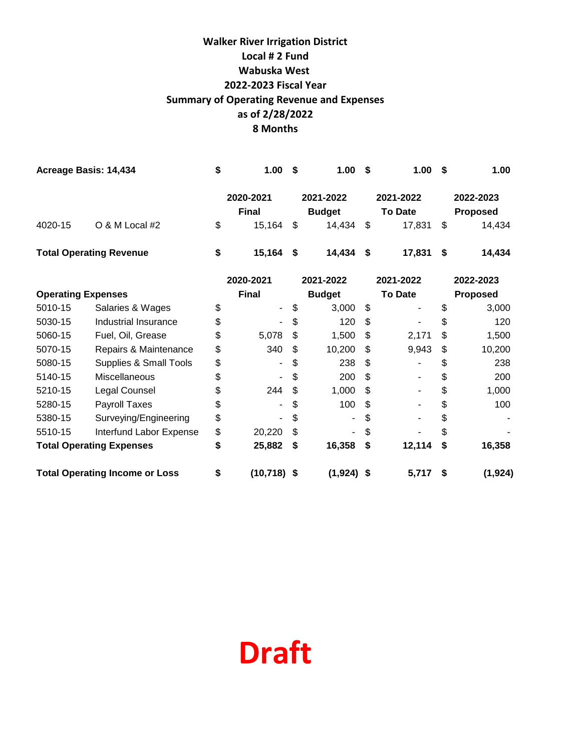**Walker River Irrigation District**
**Local # 2 Fund**
**Wabuska West**
**2022-2023 Fiscal Year**
**Summary of Operating Revenue and Expenses**
**as of 2/28/2022**
**8 Months**

| **Acreage Basis: 14,434** | | **$ 1.00** | **$ 1.00** | **$ 1.00** | **$ 1.00** |
|---|---|---|---|---|---|
| | | **2020-2021 Final** | **2021-2022 Budget** | **2021-2022 To Date** | **2022-2023 Proposed** |
| 4020-15 | O & M Local #2 | $ 15,164 | $ 14,434 | $ 17,831 | $ 14,434 |
| **Total Operating Revenue** | | **$ 15,164** | **$ 14,434** | **$ 17,831** | **$ 14,434** |
| | | **2020-2021** | **2021-2022** | **2021-2022** | **2022-2023** |
| **Operating Expenses** | | **Final** | **Budget** | **To Date** | **Proposed** |
| 5010-15 | Salaries & Wages | $ - | $ 3,000 | $ - | $ 3,000 |
| 5030-15 | Industrial Insurance | $ - | $ 120 | $ - | $ 120 |
| 5060-15 | Fuel, Oil, Grease | $ 5,078 | $ 1,500 | $ 2,171 | $ 1,500 |
| 5070-15 | Repairs & Maintenance | $ 340 | $ 10,200 | $ 9,943 | $ 10,200 |
| 5080-15 | Supplies & Small Tools | $ - | $ 238 | $ - | $ 238 |
| 5140-15 | Miscellaneous | $ - | $ 200 | $ - | $ 200 |
| 5210-15 | Legal Counsel | $ 244 | $ 1,000 | $ - | $ 1,000 |
| 5280-15 | Payroll Taxes | $ - | $ 100 | $ - | $ 100 |
| 5380-15 | Surveying/Engineering | $ - | $ - | $ - | $ - |
| 5510-15 | Interfund Labor Expense | $ 20,220 | $ - | $ - | $ - |
| **Total Operating Expenses** | | **$ 25,882** | **$ 16,358** | **$ 12,114** | **$ 16,358** |
| **Total Operating Income or Loss** | | **$ (10,718)** | **$ (1,924)** | **$ 5,717** | **$ (1,924)** |

**Draft**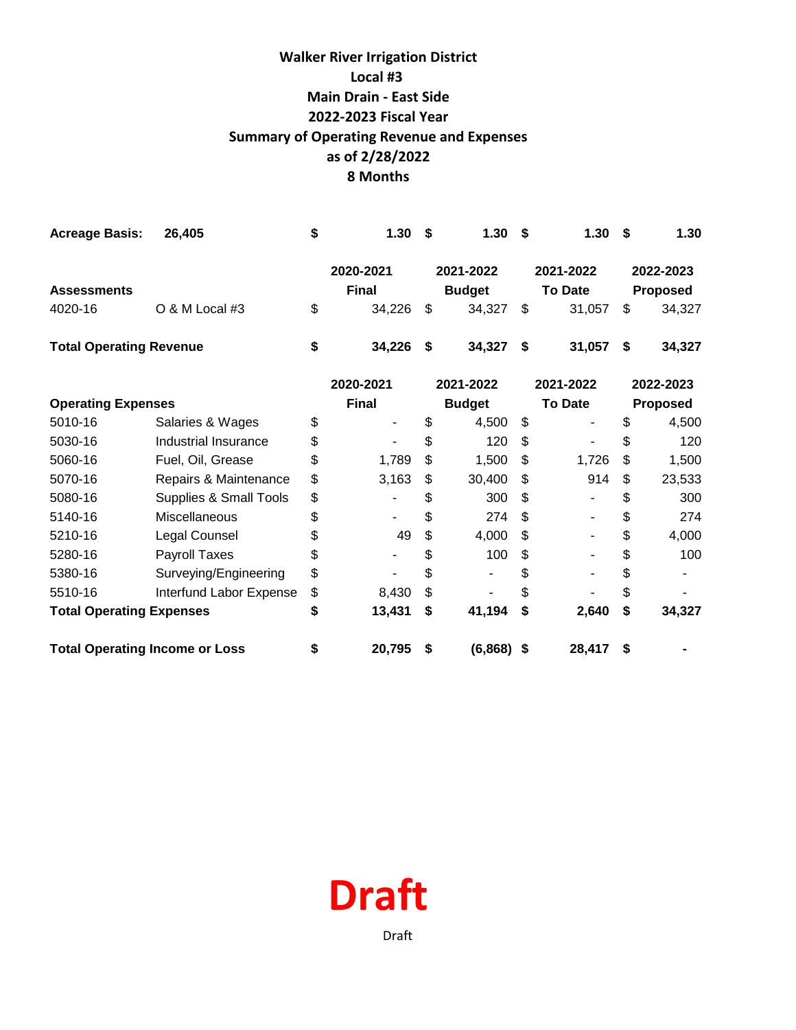# Walker River Irrigation District

## Local #3

## Main Drain - East Side

## 2022-2023 Fiscal Year

## Summary of Operating Revenue and Expenses

## as of 2/28/2022

## 8 Months

| **Acreage Basis:** | **26,405** | **$ 1.30** | **$ 1.30** | **$ 1.30** | **$ 1.30** |
|---|---|---|---|---|---|
| | | **2020-2021** | **2021-2022** | **2021-2022** | **2022-2023** |
| **Assessments** | | **Final** | **Budget** | **To Date** | **Proposed** |
| 4020-16 | O & M Local #3 | $ 34,226 | $ 34,327 | $ 31,057 | $ 34,327 |
| **Total Operating Revenue** | | **$ 34,226** | **$ 34,327** | **$ 31,057** | **$ 34,327** |
| | | **2020-2021** | **2021-2022** | **2021-2022** | **2022-2023** |
| **Operating Expenses** | | **Final** | **Budget** | **To Date** | **Proposed** |
| 5010-16 | Salaries & Wages | $ - | $ 4,500 | $ - | $ 4,500 |
| 5030-16 | Industrial Insurance | $ - | $ 120 | $ - | $ 120 |
| 5060-16 | Fuel, Oil, Grease | $ 1,789 | $ 1,500 | $ 1,726 | $ 1,500 |
| 5070-16 | Repairs & Maintenance | $ 3,163 | $ 30,400 | $ 914 | $ 23,533 |
| 5080-16 | Supplies & Small Tools | $ - | $ 300 | $ - | $ 300 |
| 5140-16 | Miscellaneous | $ - | $ 274 | $ - | $ 274 |
| 5210-16 | Legal Counsel | $ 49 | $ 4,000 | $ - | $ 4,000 |
| 5280-16 | Payroll Taxes | $ - | $ 100 | $ - | $ 100 |
| 5380-16 | Surveying/Engineering | $ - | $ - | $ - | $ - |
| 5510-16 | Interfund Labor Expense | $ 8,430 | $ - | $ - | $ - |
| **Total Operating Expenses** | | **$ 13,431** | **$ 41,194** | **$ 2,640** | **$ 34,327** |
| **Total Operating Income or Loss** | | **$ 20,795** | **$ (6,868)** | **$ 28,417** | **$ -** |

**Draft**

Draft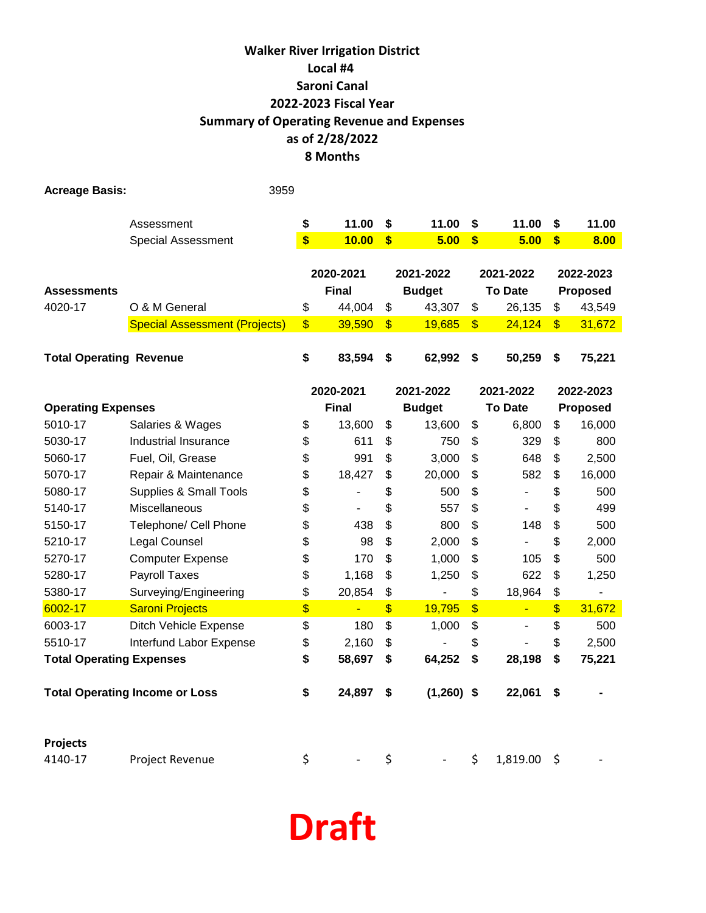# Walker River Irrigation District
## Local #4
## Saroni Canal
## 2022-2023 Fiscal Year
## Summary of Operating Revenue and Expenses
## as of 2/28/2022
## 8 Months

**Acreage Basis:** 3959

| | | | | | |
|---|---|---|---|---|---|
| | Assessment | **$ 11.00** | **$ 11.00** | **$ 11.00** | **$ 11.00** |
| | Special Assessment | **$ 10.00** | **$ 5.00** | **$ 5.00** | **$ 8.00** |

| **Assessments** | | **2020-2021 Final** | **2021-2022 Budget** | **2021-2022 To Date** | **2022-2023 Proposed** |
|---|---|---|---|---|---|
| 4020-17 | O & M General | $ 44,004 | $ 43,307 | $ 26,135 | $ 43,549 |
| | Special Assessment (Projects) | $ 39,590 | $ 19,685 | $ 24,124 | $ 31,672 |
| **Total Operating Revenue** | | **$ 83,594** | **$ 62,992** | **$ 50,259** | **$ 75,221** |

| **Operating Expenses** | | **2020-2021 Final** | **2021-2022 Budget** | **2021-2022 To Date** | **2022-2023 Proposed** |
|---|---|---|---|---|---|
| 5010-17 | Salaries & Wages | $ 13,600 | $ 13,600 | $ 6,800 | $ 16,000 |
| 5030-17 | Industrial Insurance | $ 611 | $ 750 | $ 329 | $ 800 |
| 5060-17 | Fuel, Oil, Grease | $ 991 | $ 3,000 | $ 648 | $ 2,500 |
| 5070-17 | Repair & Maintenance | $ 18,427 | $ 20,000 | $ 582 | $ 16,000 |
| 5080-17 | Supplies & Small Tools | $ - | $ 500 | $ - | $ 500 |
| 5140-17 | Miscellaneous | $ - | $ 557 | $ - | $ 499 |
| 5150-17 | Telephone/ Cell Phone | $ 438 | $ 800 | $ 148 | $ 500 |
| 5210-17 | Legal Counsel | $ 98 | $ 2,000 | $ - | $ 2,000 |
| 5270-17 | Computer Expense | $ 170 | $ 1,000 | $ 105 | $ 500 |
| 5280-17 | Payroll Taxes | $ 1,168 | $ 1,250 | $ 622 | $ 1,250 |
| 5380-17 | Surveying/Engineering | $ 20,854 | $ - | $ 18,964 | $ - |
| 6002-17 | Saroni Projects | $ - | $ 19,795 | $ - | $ 31,672 |
| 6003-17 | Ditch Vehicle Expense | $ 180 | $ 1,000 | $ - | $ 500 |
| 5510-17 | Interfund Labor Expense | $ 2,160 | $ - | $ - | $ 2,500 |
| **Total Operating Expenses** | | **$ 58,697** | **$ 64,252** | **$ 28,198** | **$ 75,221** |
| **Total Operating Income or Loss** | | **$ 24,897** | **$ (1,260)** | **$ 22,061** | **$ -** |

| **Projects** | | | | | |
|---|---|---|---|---|---|
| 4140-17 | Project Revenue | $ - | $ - | $ 1,819.00 | $ - |

**Draft**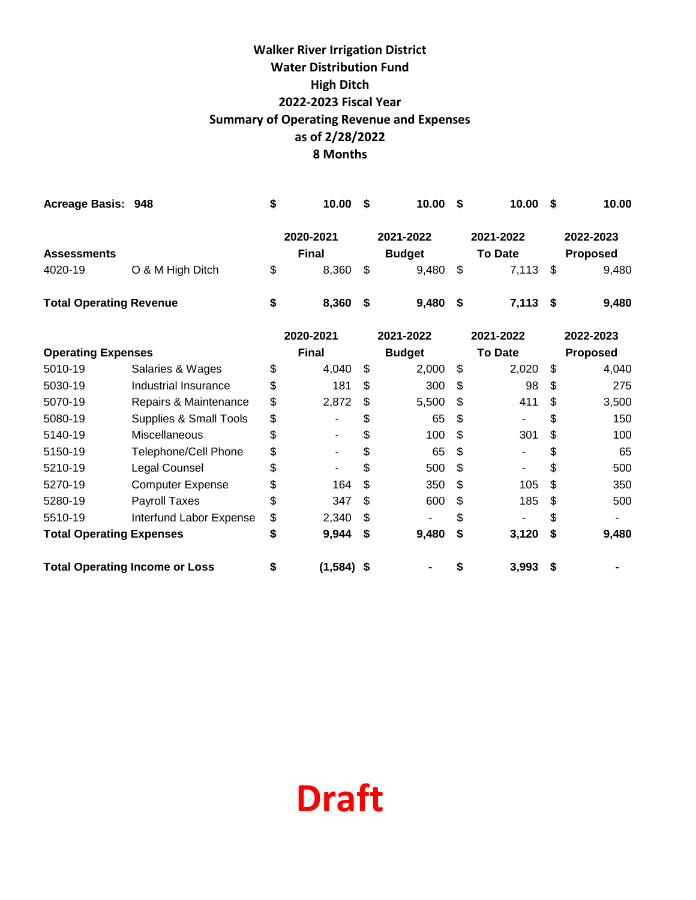**Walker River Irrigation District**
**Water Distribution Fund**
**High Ditch**
**2022-2023 Fiscal Year**
**Summary of Operating Revenue and Expenses**
**as of 2/28/2022**
**8 Months**

| | | 2020-2021 Final | 2021-2022 Budget | 2021-2022 To Date | 2022-2023 Proposed |
|---|---|---|---|---|---|
| **Acreage Basis:** | **948** | **$ 10.00** | **$ 10.00** | **$ 10.00** | **$ 10.00** |
| **Assessments** | | | | | |
| 4020-19 | O & M High Ditch | $ 8,360 | $ 9,480 | $ 7,113 | $ 9,480 |
| **Total Operating Revenue** | | **$ 8,360** | **$ 9,480** | **$ 7,113** | **$ 9,480** |
| **Operating Expenses** | | **2020-2021 Final** | **2021-2022 Budget** | **2021-2022 To Date** | **2022-2023 Proposed** |
| 5010-19 | Salaries & Wages | $ 4,040 | $ 2,000 | $ 2,020 | $ 4,040 |
| 5030-19 | Industrial Insurance | $ 181 | $ 300 | $ 98 | $ 275 |
| 5070-19 | Repairs & Maintenance | $ 2,872 | $ 5,500 | $ 411 | $ 3,500 |
| 5080-19 | Supplies & Small Tools | $ - | $ 65 | $ - | $ 150 |
| 5140-19 | Miscellaneous | $ - | $ 100 | $ 301 | $ 100 |
| 5150-19 | Telephone/Cell Phone | $ - | $ 65 | $ - | $ 65 |
| 5210-19 | Legal Counsel | $ - | $ 500 | $ - | $ 500 |
| 5270-19 | Computer Expense | $ 164 | $ 350 | $ 105 | $ 350 |
| 5280-19 | Payroll Taxes | $ 347 | $ 600 | $ 185 | $ 500 |
| 5510-19 | Interfund Labor Expense | $ 2,340 | $ - | $ - | $ - |
| **Total Operating Expenses** | | **$ 9,944** | **$ 9,480** | **$ 3,120** | **$ 9,480** |
| **Total Operating Income or Loss** | | **$ (1,584)** | **$ -** | **$ 3,993** | **$ -** |

**Draft**